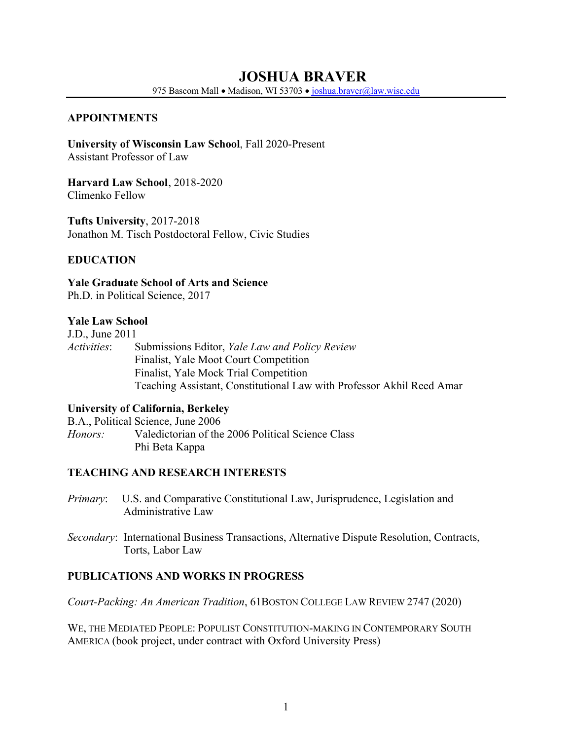# JOSHUA BRAVER

975 Bascom Mall • Madison, WI 53703 • joshua.braver@law.wisc.edu

## APPOINTMENTS

**University of Wisconsin Law School**, Fall 2020-Present
Assistant Professor of Law

**Harvard Law School**, 2018-2020
Climenko Fellow

**Tufts University**, 2017-2018
Jonathon M. Tisch Postdoctoral Fellow, Civic Studies

## EDUCATION

**Yale Graduate School of Arts and Science**
Ph.D. in Political Science, 2017

**Yale Law School**
J.D., June 2011
*Activities*:
- Submissions Editor, *Yale Law and Policy Review*
- Finalist, Yale Moot Court Competition
- Finalist, Yale Mock Trial Competition
- Teaching Assistant, Constitutional Law with Professor Akhil Reed Amar

**University of California, Berkeley**
B.A., Political Science, June 2006
*Honors:*
- Valedictorian of the 2006 Political Science Class
- Phi Beta Kappa

## TEACHING AND RESEARCH INTERESTS

*Primary*: U.S. and Comparative Constitutional Law, Jurisprudence, Legislation and Administrative Law

*Secondary*: International Business Transactions, Alternative Dispute Resolution, Contracts, Torts, Labor Law

## PUBLICATIONS AND WORKS IN PROGRESS

*Court-Packing: An American Tradition*, 61 BOSTON COLLEGE LAW REVIEW 2747 (2020)

WE, THE MEDIATED PEOPLE: POPULIST CONSTITUTION-MAKING IN CONTEMPORARY SOUTH AMERICA (book project, under contract with Oxford University Press)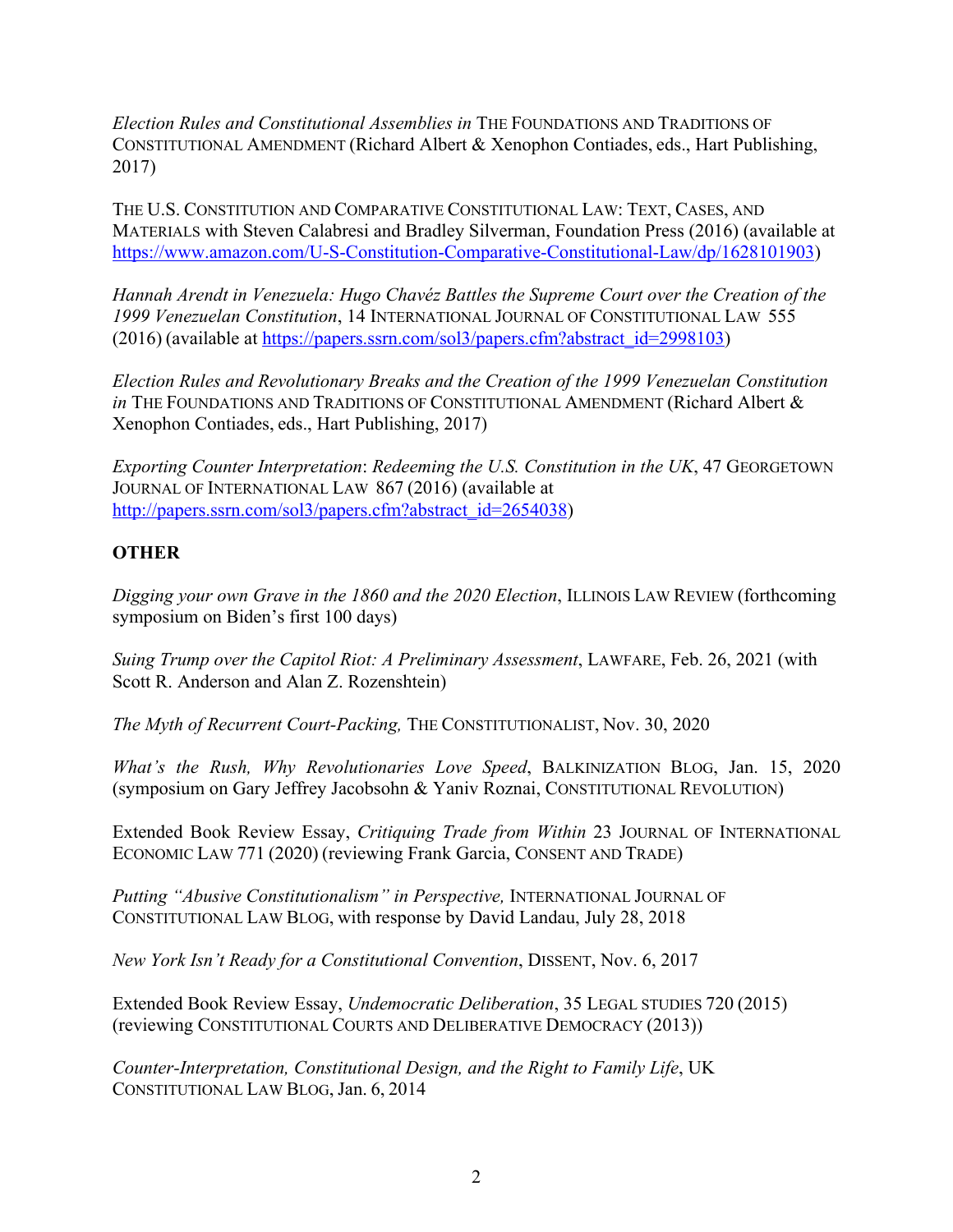*Election Rules and Constitutional Assemblies in* THE FOUNDATIONS AND TRADITIONS OF CONSTITUTIONAL AMENDMENT (Richard Albert & Xenophon Contiades, eds., Hart Publishing, 2017)

THE U.S. CONSTITUTION AND COMPARATIVE CONSTITUTIONAL LAW: TEXT, CASES, AND MATERIALS with Steven Calabresi and Bradley Silverman, Foundation Press (2016) (available at https://www.amazon.com/U-S-Constitution-Comparative-Constitutional-Law/dp/1628101903)

*Hannah Arendt in Venezuela: Hugo Chavéz Battles the Supreme Court over the Creation of the 1999 Venezuelan Constitution*, 14 INTERNATIONAL JOURNAL OF CONSTITUTIONAL LAW 555 (2016) (available at https://papers.ssrn.com/sol3/papers.cfm?abstract_id=2998103)

*Election Rules and Revolutionary Breaks and the Creation of the 1999 Venezuelan Constitution in* THE FOUNDATIONS AND TRADITIONS OF CONSTITUTIONAL AMENDMENT (Richard Albert & Xenophon Contiades, eds., Hart Publishing, 2017)

*Exporting Counter Interpretation*: *Redeeming the U.S. Constitution in the UK*, 47 GEORGETOWN JOURNAL OF INTERNATIONAL LAW 867 (2016) (available at http://papers.ssrn.com/sol3/papers.cfm?abstract_id=2654038)

## OTHER

*Digging your own Grave in the 1860 and the 2020 Election*, ILLINOIS LAW REVIEW (forthcoming symposium on Biden's first 100 days)

*Suing Trump over the Capitol Riot: A Preliminary Assessment*, LAWFARE, Feb. 26, 2021 (with Scott R. Anderson and Alan Z. Rozenshtein)

*The Myth of Recurrent Court-Packing,* THE CONSTITUTIONALIST, Nov. 30, 2020

*What's the Rush, Why Revolutionaries Love Speed*, BALKINIZATION BLOG, Jan. 15, 2020 (symposium on Gary Jeffrey Jacobsohn & Yaniv Roznai, CONSTITUTIONAL REVOLUTION)

Extended Book Review Essay, *Critiquing Trade from Within* 23 JOURNAL OF INTERNATIONAL ECONOMIC LAW 771 (2020) (reviewing Frank Garcia, CONSENT AND TRADE)

*Putting "Abusive Constitutionalism" in Perspective,* INTERNATIONAL JOURNAL OF CONSTITUTIONAL LAW BLOG, with response by David Landau, July 28, 2018

*New York Isn't Ready for a Constitutional Convention*, DISSENT, Nov. 6, 2017

Extended Book Review Essay, *Undemocratic Deliberation*, 35 LEGAL STUDIES 720 (2015) (reviewing CONSTITUTIONAL COURTS AND DELIBERATIVE DEMOCRACY (2013))

*Counter-Interpretation, Constitutional Design, and the Right to Family Life*, UK CONSTITUTIONAL LAW BLOG, Jan. 6, 2014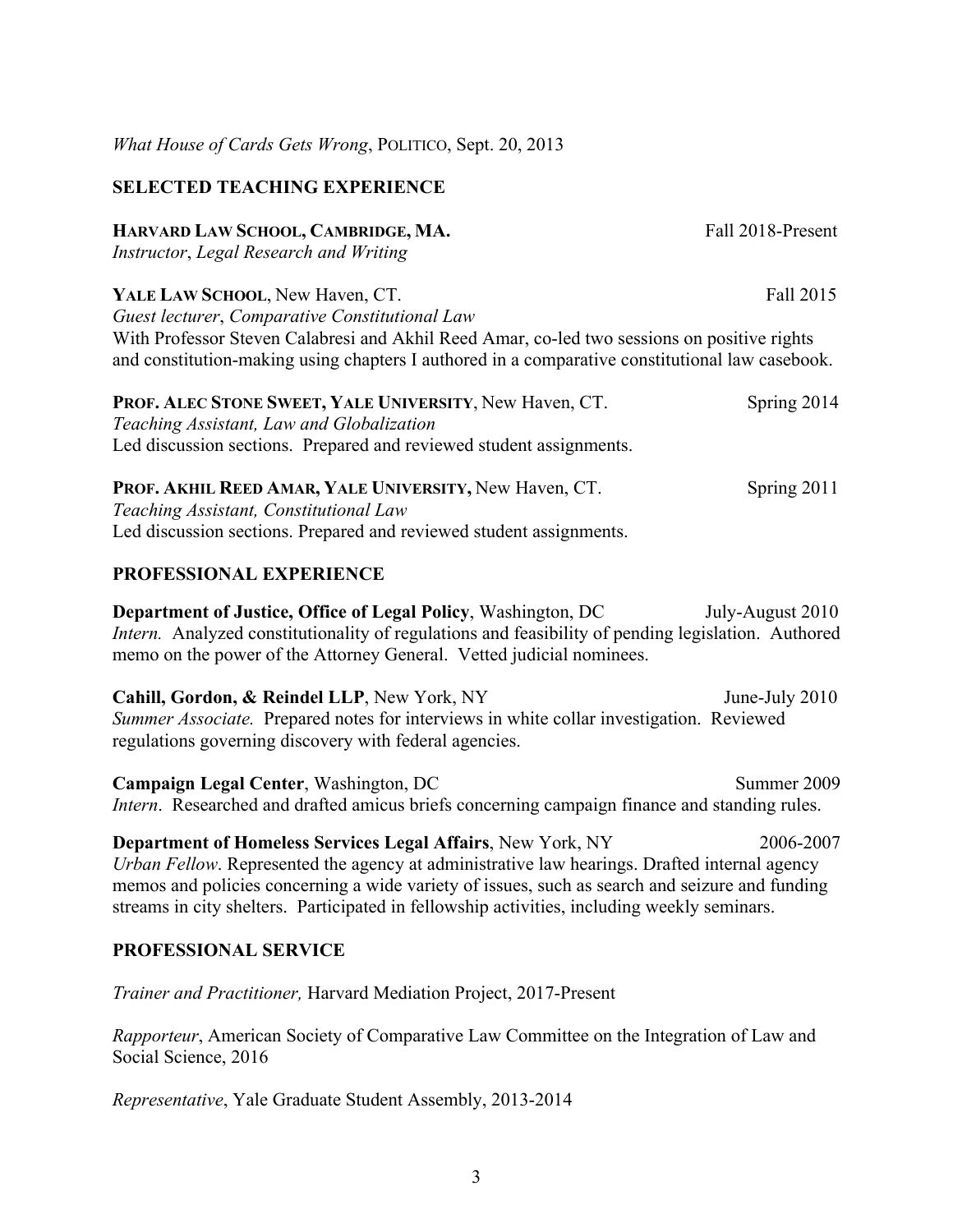*What House of Cards Gets Wrong*, POLITICO, Sept. 20, 2013

## SELECTED TEACHING EXPERIENCE

**HARVARD LAW SCHOOL, CAMBRIDGE, MA.** Fall 2018-Present
*Instructor*, *Legal Research and Writing*

**YALE LAW SCHOOL**, New Haven, CT. Fall 2015
*Guest lecturer*, *Comparative Constitutional Law*
With Professor Steven Calabresi and Akhil Reed Amar, co-led two sessions on positive rights and constitution-making using chapters I authored in a comparative constitutional law casebook.

**PROF. ALEC STONE SWEET, YALE UNIVERSITY**, New Haven, CT. Spring 2014
*Teaching Assistant, Law and Globalization*
Led discussion sections. Prepared and reviewed student assignments.

**PROF. AKHIL REED AMAR, YALE UNIVERSITY,** New Haven, CT. Spring 2011
*Teaching Assistant, Constitutional Law*
Led discussion sections. Prepared and reviewed student assignments.

## PROFESSIONAL EXPERIENCE

**Department of Justice, Office of Legal Policy**, Washington, DC July-August 2010
*Intern.* Analyzed constitutionality of regulations and feasibility of pending legislation. Authored memo on the power of the Attorney General. Vetted judicial nominees.

**Cahill, Gordon, & Reindel LLP**, New York, NY June-July 2010
*Summer Associate.* Prepared notes for interviews in white collar investigation. Reviewed regulations governing discovery with federal agencies.

**Campaign Legal Center**, Washington, DC Summer 2009
*Intern*. Researched and drafted amicus briefs concerning campaign finance and standing rules.

**Department of Homeless Services Legal Affairs**, New York, NY 2006-2007
*Urban Fellow*. Represented the agency at administrative law hearings. Drafted internal agency memos and policies concerning a wide variety of issues, such as search and seizure and funding streams in city shelters. Participated in fellowship activities, including weekly seminars.

## PROFESSIONAL SERVICE

*Trainer and Practitioner,* Harvard Mediation Project, 2017-Present

*Rapporteur*, American Society of Comparative Law Committee on the Integration of Law and Social Science, 2016

*Representative*, Yale Graduate Student Assembly, 2013-2014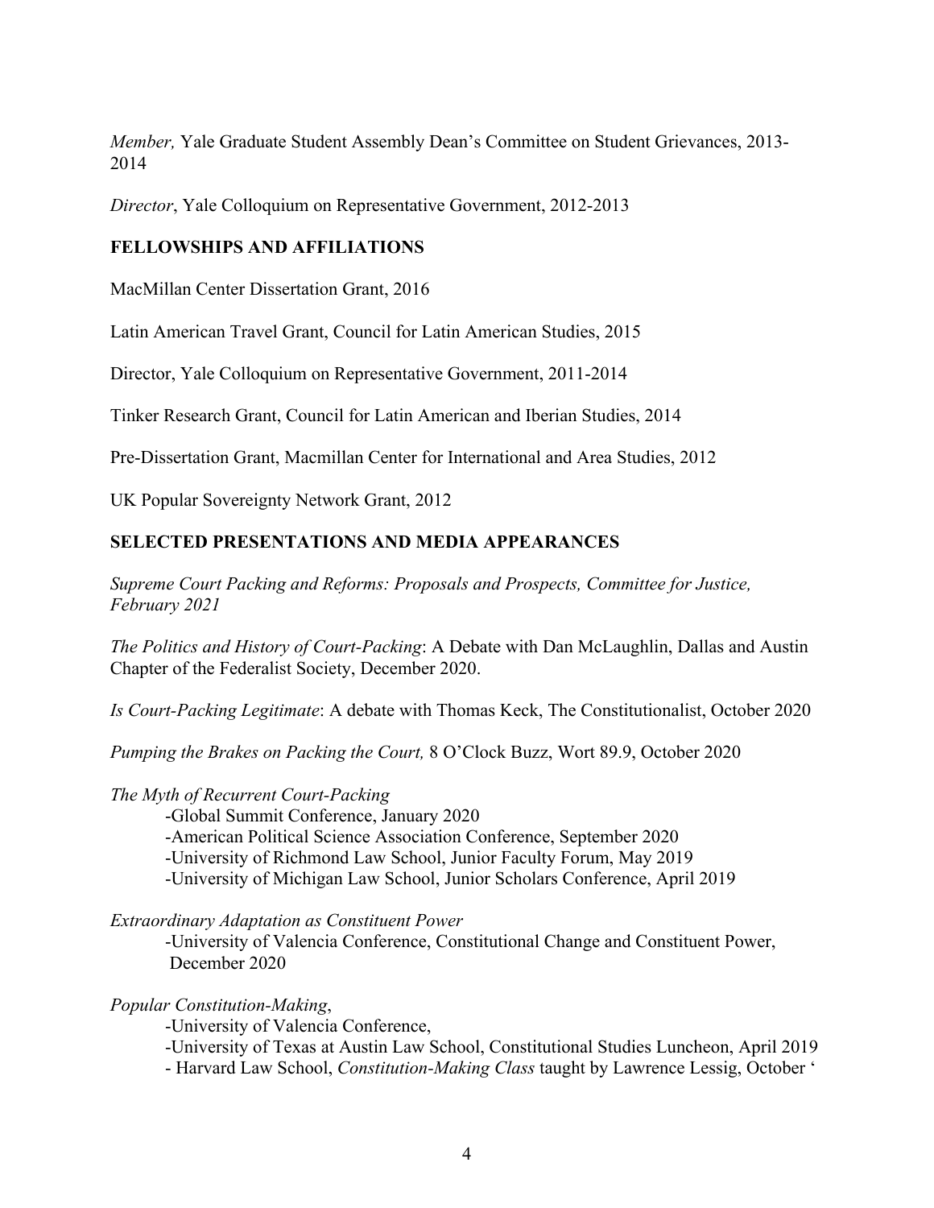*Member,* Yale Graduate Student Assembly Dean's Committee on Student Grievances, 2013-2014

*Director*, Yale Colloquium on Representative Government, 2012-2013

## FELLOWSHIPS AND AFFILIATIONS

MacMillan Center Dissertation Grant, 2016

Latin American Travel Grant, Council for Latin American Studies, 2015

Director, Yale Colloquium on Representative Government, 2011-2014

Tinker Research Grant, Council for Latin American and Iberian Studies, 2014

Pre-Dissertation Grant, Macmillan Center for International and Area Studies, 2012

UK Popular Sovereignty Network Grant, 2012

## SELECTED PRESENTATIONS AND MEDIA APPEARANCES

*Supreme Court Packing and Reforms: Proposals and Prospects, Committee for Justice, February 2021*

*The Politics and History of Court-Packing*: A Debate with Dan McLaughlin, Dallas and Austin Chapter of the Federalist Society, December 2020.

*Is Court-Packing Legitimate*: A debate with Thomas Keck, The Constitutionalist, October 2020

*Pumping the Brakes on Packing the Court,* 8 O'Clock Buzz, Wort 89.9, October 2020

*The Myth of Recurrent Court-Packing*

- Global Summit Conference, January 2020
- American Political Science Association Conference, September 2020
- University of Richmond Law School, Junior Faculty Forum, May 2019
- University of Michigan Law School, Junior Scholars Conference, April 2019

*Extraordinary Adaptation as Constituent Power*

- University of Valencia Conference, Constitutional Change and Constituent Power, December 2020

*Popular Constitution-Making*,

- University of Valencia Conference,
- University of Texas at Austin Law School, Constitutional Studies Luncheon, April 2019
- Harvard Law School, *Constitution-Making Class* taught by Lawrence Lessig, October '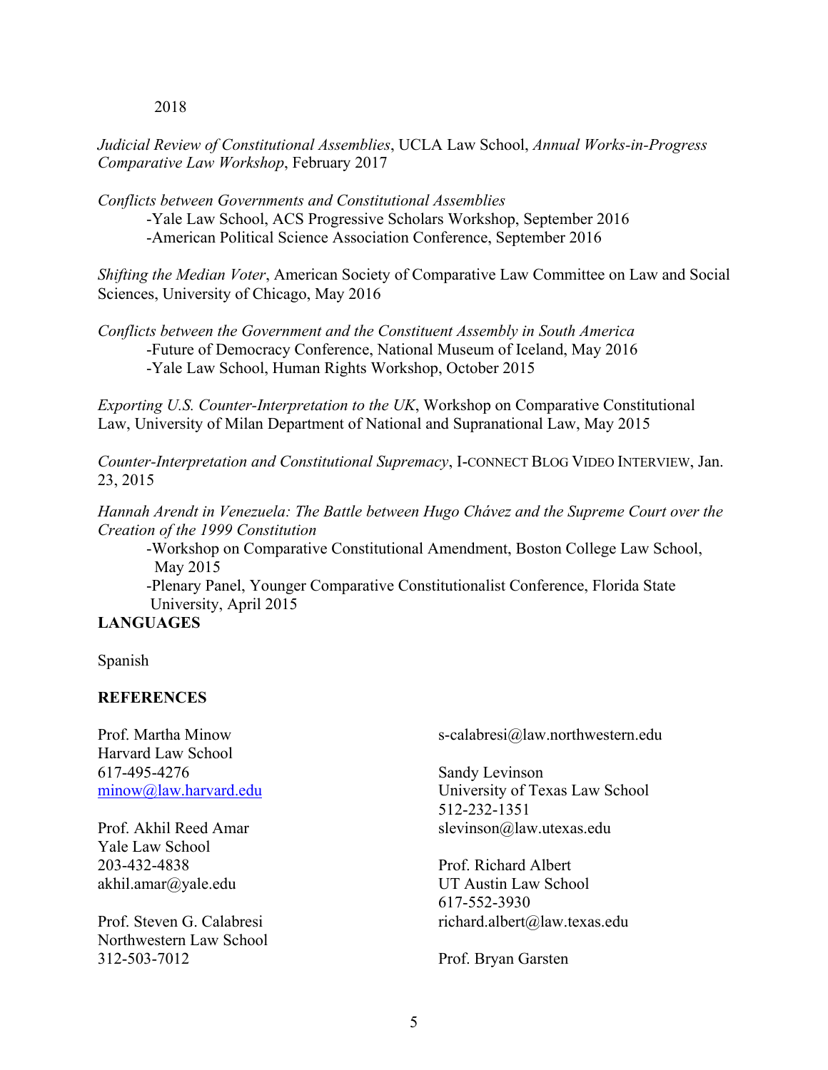2018

*Judicial Review of Constitutional Assemblies*, UCLA Law School, *Annual Works-in-Progress Comparative Law Workshop*, February 2017

*Conflicts between Governments and Constitutional Assemblies*
- Yale Law School, ACS Progressive Scholars Workshop, September 2016
- American Political Science Association Conference, September 2016

*Shifting the Median Voter*, American Society of Comparative Law Committee on Law and Social Sciences, University of Chicago, May 2016

*Conflicts between the Government and the Constituent Assembly in South America*
- Future of Democracy Conference, National Museum of Iceland, May 2016
- Yale Law School, Human Rights Workshop, October 2015

*Exporting U.S. Counter-Interpretation to the UK*, Workshop on Comparative Constitutional Law, University of Milan Department of National and Supranational Law, May 2015

*Counter-Interpretation and Constitutional Supremacy*, I-CONNECT BLOG VIDEO INTERVIEW, Jan. 23, 2015

*Hannah Arendt in Venezuela: The Battle between Hugo Chávez and the Supreme Court over the Creation of the 1999 Constitution*
- Workshop on Comparative Constitutional Amendment, Boston College Law School, May 2015
- Plenary Panel, Younger Comparative Constitutionalist Conference, Florida State University, April 2015

**LANGUAGES**

Spanish

**REFERENCES**

Prof. Martha Minow
Harvard Law School
617-495-4276
minow@law.harvard.edu

Prof. Akhil Reed Amar
Yale Law School
203-432-4838
akhil.amar@yale.edu

Prof. Steven G. Calabresi
Northwestern Law School
312-503-7012
s-calabresi@law.northwestern.edu

Sandy Levinson
University of Texas Law School
512-232-1351
slevinson@law.utexas.edu

Prof. Richard Albert
UT Austin Law School
617-552-3930
richard.albert@law.texas.edu

Prof. Bryan Garsten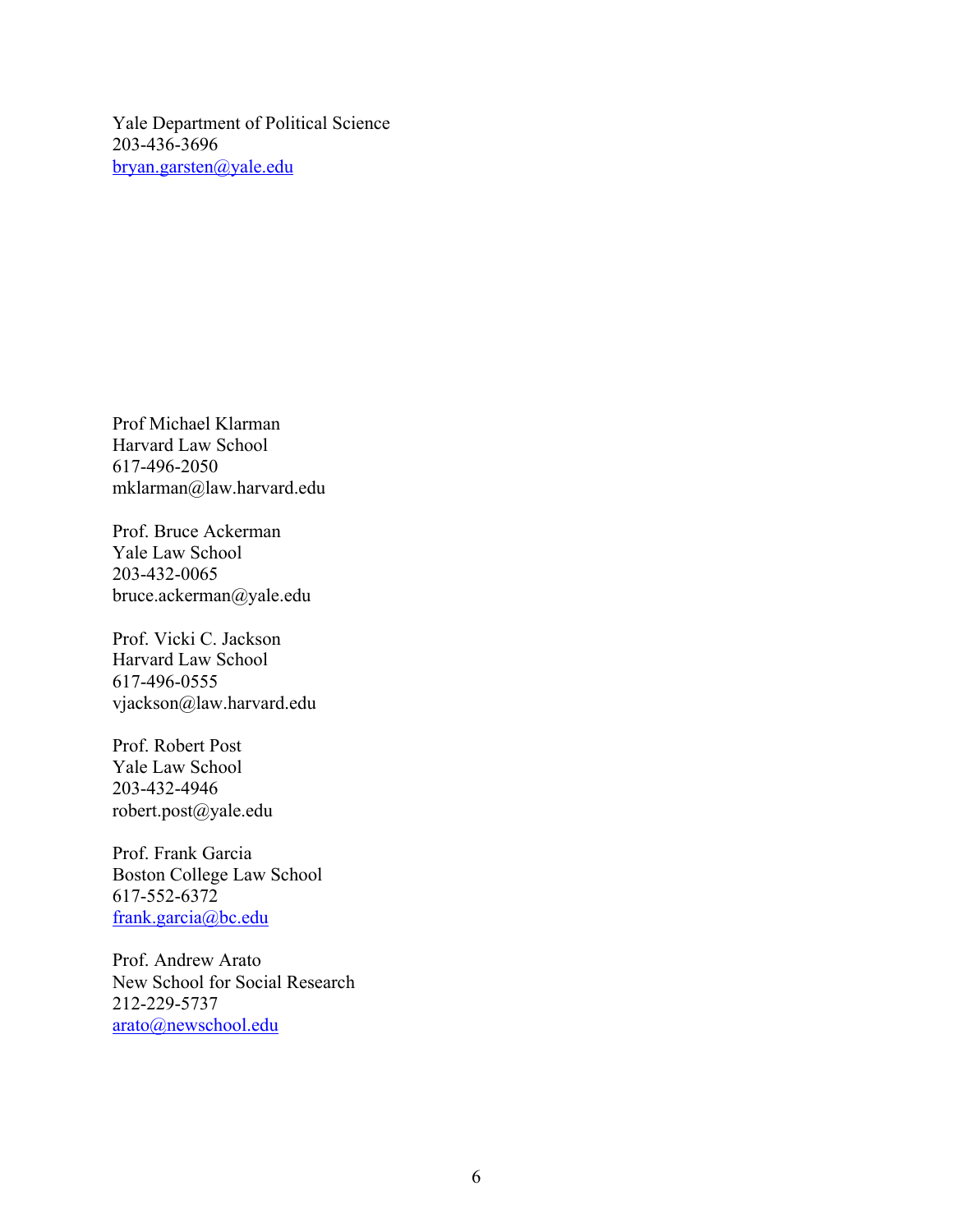Yale Department of Political Science
203-436-3696
bryan.garsten@yale.edu

Prof Michael Klarman
Harvard Law School
617-496-2050
mklarman@law.harvard.edu

Prof. Bruce Ackerman
Yale Law School
203-432-0065
bruce.ackerman@yale.edu

Prof. Vicki C. Jackson
Harvard Law School
617-496-0555
vjackson@law.harvard.edu

Prof. Robert Post
Yale Law School
203-432-4946
robert.post@yale.edu

Prof. Frank Garcia
Boston College Law School
617-552-6372
frank.garcia@bc.edu

Prof. Andrew Arato
New School for Social Research
212-229-5737
arato@newschool.edu